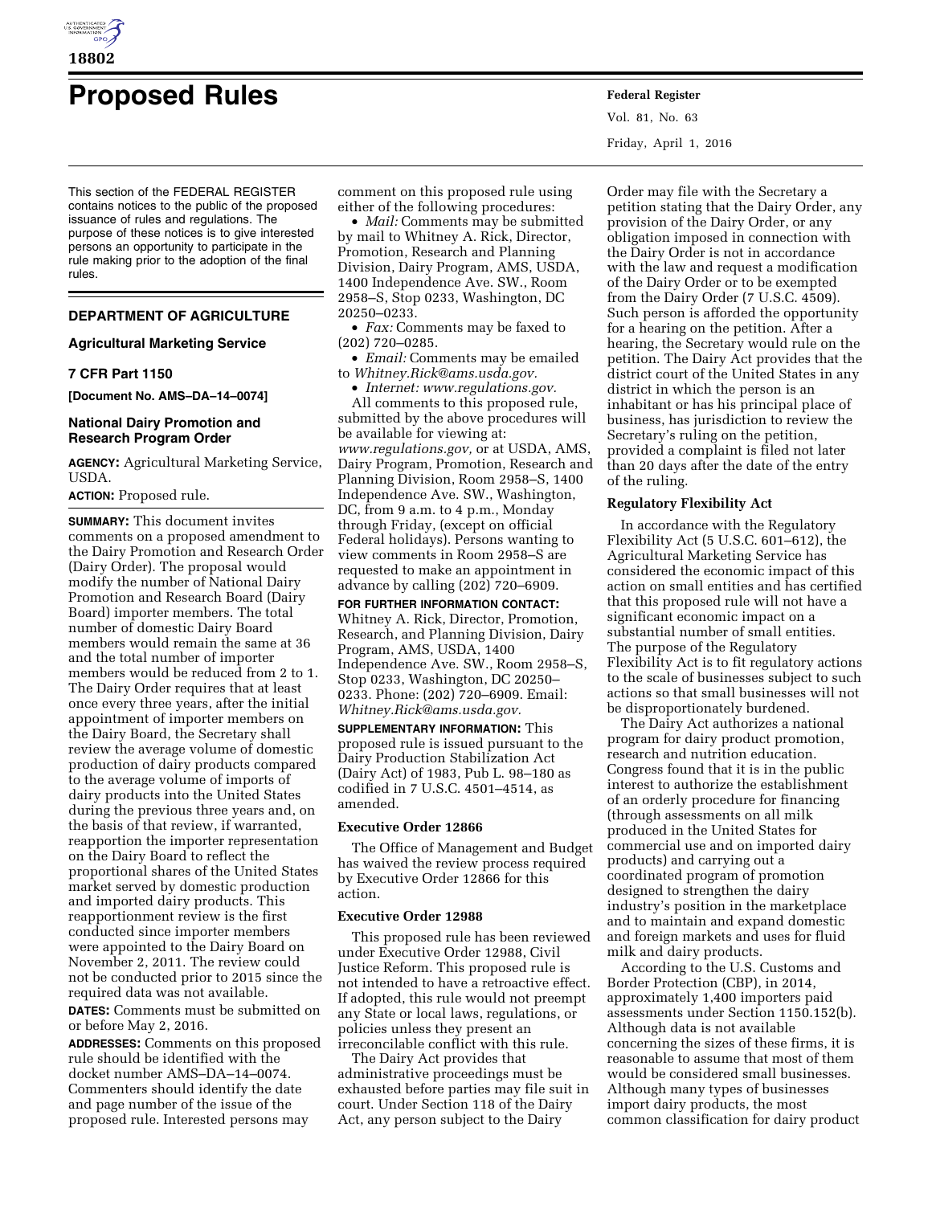# Proposed Rules

This section of the FEDERAL REGISTER contains notices to the public of the proposed issuance of rules and regulations. The purpose of these notices is to give interested persons an opportunity to participate in the rule making prior to the adoption of the final rules.

## DEPARTMENT OF AGRICULTURE

### Agricultural Marketing Service

### 7 CFR Part 1150

**[Document No. AMS–DA–14–0074]**

### National Dairy Promotion and Research Program Order

**AGENCY:** Agricultural Marketing Service, USDA.

**ACTION:** Proposed rule.

**SUMMARY:** This document invites comments on a proposed amendment to the Dairy Promotion and Research Order (Dairy Order). The proposal would modify the number of National Dairy Promotion and Research Board (Dairy Board) importer members. The total number of domestic Dairy Board members would remain the same at 36 and the total number of importer members would be reduced from 2 to 1. The Dairy Order requires that at least once every three years, after the initial appointment of importer members on the Dairy Board, the Secretary shall review the average volume of domestic production of dairy products compared to the average volume of imports of dairy products into the United States during the previous three years and, on the basis of that review, if warranted, reapportion the importer representation on the Dairy Board to reflect the proportional shares of the United States market served by domestic production and imported dairy products. This reapportionment review is the first conducted since importer members were appointed to the Dairy Board on November 2, 2011. The review could not be conducted prior to 2015 since the required data was not available.

**DATES:** Comments must be submitted on or before May 2, 2016.

**ADDRESSES:** Comments on this proposed rule should be identified with the docket number AMS–DA–14–0074. Commenters should identify the date and page number of the issue of the proposed rule. Interested persons may comment on this proposed rule using either of the following procedures:

- *Mail:* Comments may be submitted by mail to Whitney A. Rick, Director, Promotion, Research and Planning Division, Dairy Program, AMS, USDA, 1400 Independence Ave. SW., Room 2958–S, Stop 0233, Washington, DC 20250–0233.
- *Fax:* Comments may be faxed to (202) 720–0285.
- *Email:* Comments may be emailed to *Whitney.Rick@ams.usda.gov.*
- *Internet: www.regulations.gov.*

All comments to this proposed rule, submitted by the above procedures will be available for viewing at: *www.regulations.gov,* or at USDA, AMS, Dairy Program, Promotion, Research and Planning Division, Room 2958–S, 1400 Independence Ave. SW., Washington, DC, from 9 a.m. to 4 p.m., Monday through Friday, (except on official Federal holidays). Persons wanting to view comments in Room 2958–S are requested to make an appointment in advance by calling (202) 720–6909.

**FOR FURTHER INFORMATION CONTACT:** Whitney A. Rick, Director, Promotion, Research, and Planning Division, Dairy Program, AMS, USDA, 1400 Independence Ave. SW., Room 2958–S, Stop 0233, Washington, DC 20250–0233. Phone: (202) 720–6909. Email: *Whitney.Rick@ams.usda.gov.*

**SUPPLEMENTARY INFORMATION:** This proposed rule is issued pursuant to the Dairy Production Stabilization Act (Dairy Act) of 1983, Pub L. 98–180 as codified in 7 U.S.C. 4501–4514, as amended.

#### Executive Order 12866

The Office of Management and Budget has waived the review process required by Executive Order 12866 for this action.

#### Executive Order 12988

This proposed rule has been reviewed under Executive Order 12988, Civil Justice Reform. This proposed rule is not intended to have a retroactive effect. If adopted, this rule would not preempt any State or local laws, regulations, or policies unless they present an irreconcilable conflict with this rule.

The Dairy Act provides that administrative proceedings must be exhausted before parties may file suit in court. Under Section 118 of the Dairy Act, any person subject to the Dairy Order may file with the Secretary a petition stating that the Dairy Order, any provision of the Dairy Order, or any obligation imposed in connection with the Dairy Order is not in accordance with the law and request a modification of the Dairy Order or to be exempted from the Dairy Order (7 U.S.C. 4509). Such person is afforded the opportunity for a hearing on the petition. After a hearing, the Secretary would rule on the petition. The Dairy Act provides that the district court of the United States in any district in which the person is an inhabitant or has his principal place of business, has jurisdiction to review the Secretary's ruling on the petition, provided a complaint is filed not later than 20 days after the date of the entry of the ruling.

#### Regulatory Flexibility Act

In accordance with the Regulatory Flexibility Act (5 U.S.C. 601–612), the Agricultural Marketing Service has considered the economic impact of this action on small entities and has certified that this proposed rule will not have a significant economic impact on a substantial number of small entities. The purpose of the Regulatory Flexibility Act is to fit regulatory actions to the scale of businesses subject to such actions so that small businesses will not be disproportionately burdened.

The Dairy Act authorizes a national program for dairy product promotion, research and nutrition education. Congress found that it is in the public interest to authorize the establishment of an orderly procedure for financing (through assessments on all milk produced in the United States for commercial use and on imported dairy products) and carrying out a coordinated program of promotion designed to strengthen the dairy industry's position in the marketplace and to maintain and expand domestic and foreign markets and uses for fluid milk and dairy products.

According to the U.S. Customs and Border Protection (CBP), in 2014, approximately 1,400 importers paid assessments under Section 1150.152(b). Although data is not available concerning the sizes of these firms, it is reasonable to assume that most of them would be considered small businesses. Although many types of businesses import dairy products, the most common classification for dairy product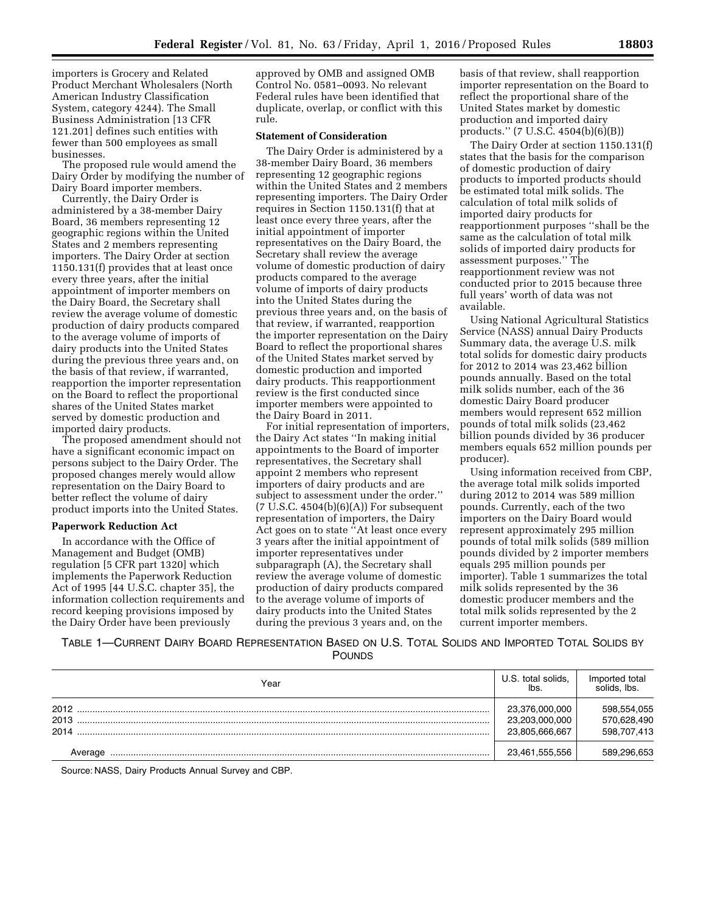importers is Grocery and Related Product Merchant Wholesalers (North American Industry Classification System, category 4244). The Small Business Administration [13 CFR 121.201] defines such entities with fewer than 500 employees as small businesses.

The proposed rule would amend the Dairy Order by modifying the number of Dairy Board importer members.

Currently, the Dairy Order is administered by a 38-member Dairy Board, 36 members representing 12 geographic regions within the United States and 2 members representing importers. The Dairy Order at section 1150.131(f) provides that at least once every three years, after the initial appointment of importer members on the Dairy Board, the Secretary shall review the average volume of domestic production of dairy products compared to the average volume of imports of dairy products into the United States during the previous three years and, on the basis of that review, if warranted, reapportion the importer representation on the Board to reflect the proportional shares of the United States market served by domestic production and imported dairy products.

The proposed amendment should not have a significant economic impact on persons subject to the Dairy Order. The proposed changes merely would allow representation on the Dairy Board to better reflect the volume of dairy product imports into the United States.

**Paperwork Reduction Act**

In accordance with the Office of Management and Budget (OMB) regulation [5 CFR part 1320] which implements the Paperwork Reduction Act of 1995 [44 U.S.C. chapter 35], the information collection requirements and record keeping provisions imposed by the Dairy Order have been previously approved by OMB and assigned OMB Control No. 0581–0093. No relevant Federal rules have been identified that duplicate, overlap, or conflict with this rule.

**Statement of Consideration**

The Dairy Order is administered by a 38-member Dairy Board, 36 members representing 12 geographic regions within the United States and 2 members representing importers. The Dairy Order requires in Section 1150.131(f) that at least once every three years, after the initial appointment of importer representatives on the Dairy Board, the Secretary shall review the average volume of domestic production of dairy products compared to the average volume of imports of dairy products into the United States during the previous three years and, on the basis of that review, if warranted, reapportion the importer representation on the Dairy Board to reflect the proportional shares of the United States market served by domestic production and imported dairy products. This reapportionment review is the first conducted since importer members were appointed to the Dairy Board in 2011.

For initial representation of importers, the Dairy Act states ''In making initial appointments to the Board of importer representatives, the Secretary shall appoint 2 members who represent importers of dairy products and are subject to assessment under the order.'' (7 U.S.C. 4504(b)(6)(A)) For subsequent representation of importers, the Dairy Act goes on to state ''At least once every 3 years after the initial appointment of importer representatives under subparagraph (A), the Secretary shall review the average volume of domestic production of dairy products compared to the average volume of imports of dairy products into the United States during the previous 3 years and, on the basis of that review, shall reapportion importer representation on the Board to reflect the proportional share of the United States market by domestic production and imported dairy products.'' (7 U.S.C. 4504(b)(6)(B))

The Dairy Order at section 1150.131(f) states that the basis for the comparison of domestic production of dairy products to imported products should be estimated total milk solids. The calculation of total milk solids of imported dairy products for reapportionment purposes ''shall be the same as the calculation of total milk solids of imported dairy products for assessment purposes.'' The reapportionment review was not conducted prior to 2015 because three full years' worth of data was not available.

Using National Agricultural Statistics Service (NASS) annual Dairy Products Summary data, the average U.S. milk total solids for domestic dairy products for 2012 to 2014 was 23,462 billion pounds annually. Based on the total milk solids number, each of the 36 domestic Dairy Board producer members would represent 652 million pounds of total milk solids (23,462 billion pounds divided by 36 producer members equals 652 million pounds per producer).

Using information received from CBP, the average total milk solids imported during 2012 to 2014 was 589 million pounds. Currently, each of the two importers on the Dairy Board would represent approximately 295 million pounds of total milk solids (589 million pounds divided by 2 importer members equals 295 million pounds per importer). Table 1 summarizes the total milk solids represented by the 36 domestic producer members and the total milk solids represented by the 2 current importer members.

TABLE 1—CURRENT DAIRY BOARD REPRESENTATION BASED ON U.S. TOTAL SOLIDS AND IMPORTED TOTAL SOLIDS BY POUNDS

| Year | U.S. total solids, lbs. | Imported total solids, lbs. |
|---|---|---|
| 2012 | 23,376,000,000 | 598,554,055 |
| 2013 | 23,203,000,000 | 570,628,490 |
| 2014 | 23,805,666,667 | 598,707,413 |
| Average | 23,461,555,556 | 589,296,653 |

Source: NASS, Dairy Products Annual Survey and CBP.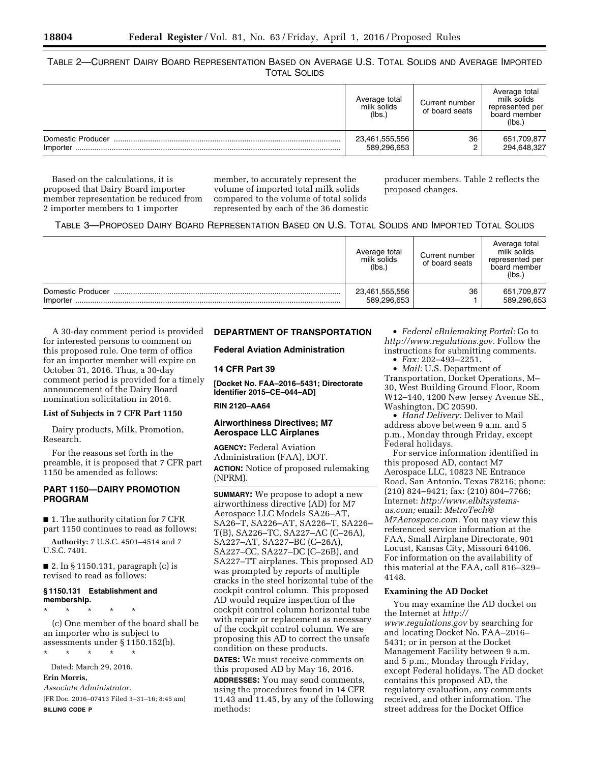TABLE 2—CURRENT DAIRY BOARD REPRESENTATION BASED ON AVERAGE U.S. TOTAL SOLIDS AND AVERAGE IMPORTED TOTAL SOLIDS

| | Average total milk solids (lbs.) | Current number of board seats | Average total milk solids represented per board member (lbs.) |
|---|---|---|---|
| Domestic Producer | 23,461,555,556 | 36 | 651,709,877 |
| Importer | 589,296,653 | 2 | 294,648,327 |

Based on the calculations, it is proposed that Dairy Board importer member representation be reduced from 2 importer members to 1 importer member, to accurately represent the volume of imported total milk solids compared to the volume of total solids represented by each of the 36 domestic producer members. Table 2 reflects the proposed changes.

TABLE 3—PROPOSED DAIRY BOARD REPRESENTATION BASED ON U.S. TOTAL SOLIDS AND IMPORTED TOTAL SOLIDS

| | Average total milk solids (lbs.) | Current number of board seats | Average total milk solids represented per board member (lbs.) |
|---|---|---|---|
| Domestic Producer | 23,461,555,556 | 36 | 651,709,877 |
| Importer | 589,296,653 | 1 | 589,296,653 |

A 30-day comment period is provided for interested persons to comment on this proposed rule. One term of office for an importer member will expire on October 31, 2016. Thus, a 30-day comment period is provided for a timely announcement of the Dairy Board nomination solicitation in 2016.

**List of Subjects in 7 CFR Part 1150**

Dairy products, Milk, Promotion, Research.

For the reasons set forth in the preamble, it is proposed that 7 CFR part 1150 be amended as follows:

## PART 1150—DAIRY PROMOTION PROGRAM

■ 1. The authority citation for 7 CFR part 1150 continues to read as follows:

**Authority:** 7 U.S.C. 4501–4514 and 7 U.S.C. 7401.

■ 2. In § 1150.131, paragraph (c) is revised to read as follows:

**§ 1150.131 Establishment and membership.**

\* \* \* \* \*

(c) One member of the board shall be an importer who is subject to assessments under § 1150.152(b).

\* \* \* \* \*

Dated: March 29, 2016.

**Erin Morris,**

*Associate Administrator.*

[FR Doc. 2016–07413 Filed 3–31–16; 8:45 am]

**BILLING CODE P**

## DEPARTMENT OF TRANSPORTATION

## Federal Aviation Administration

## 14 CFR Part 39

**[Docket No. FAA–2016–5431; Directorate Identifier 2015–CE–044–AD]**

**RIN 2120–AA64**

## Airworthiness Directives; M7 Aerospace LLC Airplanes

**AGENCY:** Federal Aviation Administration (FAA), DOT.

**ACTION:** Notice of proposed rulemaking (NPRM).

**SUMMARY:** We propose to adopt a new airworthiness directive (AD) for M7 Aerospace LLC Models SA26–AT, SA26–T, SA226–AT, SA226–T, SA226–T(B), SA226–TC, SA227–AC (C–26A), SA227–AT, SA227–BC (C–26A), SA227–CC, SA227–DC (C–26B), and SA227–TT airplanes. This proposed AD was prompted by reports of multiple cracks in the steel horizontal tube of the cockpit control column. This proposed AD would require inspection of the cockpit control column horizontal tube with repair or replacement as necessary of the cockpit control column. We are proposing this AD to correct the unsafe condition on these products.

**DATES:** We must receive comments on this proposed AD by May 16, 2016.

**ADDRESSES:** You may send comments, using the procedures found in 14 CFR 11.43 and 11.45, by any of the following methods:

- *Federal eRulemaking Portal:* Go to *http://www.regulations.gov.* Follow the instructions for submitting comments.
- *Fax:* 202–493–2251.
- *Mail:* U.S. Department of Transportation, Docket Operations, M–30, West Building Ground Floor, Room W12–140, 1200 New Jersey Avenue SE., Washington, DC 20590.
- *Hand Delivery:* Deliver to Mail address above between 9 a.m. and 5 p.m., Monday through Friday, except Federal holidays.

For service information identified in this proposed AD, contact M7 Aerospace LLC, 10823 NE Entrance Road, San Antonio, Texas 78216; phone: (210) 824–9421; fax: (210) 804–7766; Internet: *http://www.elbitsystems-us.com;* email: *MetroTech@M7Aerospace.com.* You may view this referenced service information at the FAA, Small Airplane Directorate, 901 Locust, Kansas City, Missouri 64106. For information on the availability of this material at the FAA, call 816–329–4148.

**Examining the AD Docket**

You may examine the AD docket on the Internet at *http://www.regulations.gov* by searching for and locating Docket No. FAA–2016–5431; or in person at the Docket Management Facility between 9 a.m. and 5 p.m., Monday through Friday, except Federal holidays. The AD docket contains this proposed AD, the regulatory evaluation, any comments received, and other information. The street address for the Docket Office